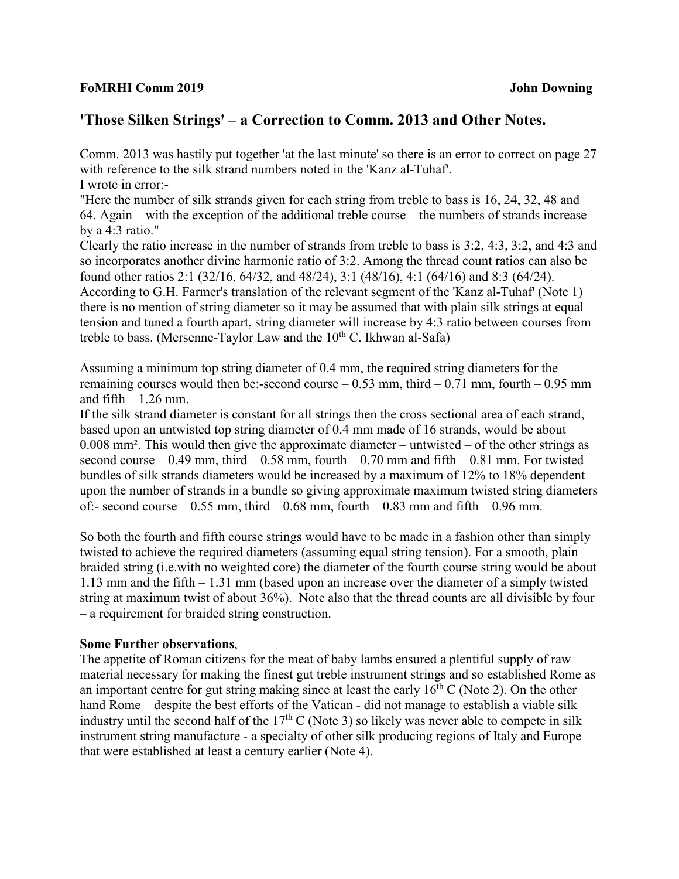**FoMRHI Comm 2019 John Downing**

## 'Those Silken Strings' – a Correction to Comm. 2013 and Other Notes.

Comm. 2013 was hastily put together 'at the last minute' so there is an error to correct on page 27 with reference to the silk strand numbers noted in the 'Kanz al-Tuhaf'.

I wrote in error:-

"Here the number of silk strands given for each string from treble to bass is 16, 24, 32, 48 and 64. Again – with the exception of the additional treble course – the numbers of strands increase by a 4:3 ratio."

Clearly the ratio increase in the number of strands from treble to bass is 3:2, 4:3, 3:2, and 4:3 and so incorporates another divine harmonic ratio of 3:2. Among the thread count ratios can also be found other ratios 2:1 (32/16, 64/32, and 48/24), 3:1 (48/16), 4:1 (64/16) and 8:3 (64/24). According to G.H. Farmer's translation of the relevant segment of the 'Kanz al-Tuhaf' (Note 1) there is no mention of string diameter so it may be assumed that with plain silk strings at equal tension and tuned a fourth apart, string diameter will increase by 4:3 ratio between courses from treble to bass. (Mersenne-Taylor Law and the 10th C. Ikhwan al-Safa)

Assuming a minimum top string diameter of 0.4 mm, the required string diameters for the remaining courses would then be:-second course – 0.53 mm, third – 0.71 mm, fourth – 0.95 mm and fifth – 1.26 mm.

If the silk strand diameter is constant for all strings then the cross sectional area of each strand, based upon an untwisted top string diameter of 0.4 mm made of 16 strands, would be about 0.008 mm². This would then give the approximate diameter – untwisted – of the other strings as second course – 0.49 mm, third – 0.58 mm, fourth – 0.70 mm and fifth – 0.81 mm. For twisted bundles of silk strands diameters would be increased by a maximum of 12% to 18% dependent upon the number of strands in a bundle so giving approximate maximum twisted string diameters of:- second course – 0.55 mm, third – 0.68 mm, fourth – 0.83 mm and fifth – 0.96 mm.

So both the fourth and fifth course strings would have to be made in a fashion other than simply twisted to achieve the required diameters (assuming equal string tension). For a smooth, plain braided string (i.e.with no weighted core) the diameter of the fourth course string would be about 1.13 mm and the fifth – 1.31 mm (based upon an increase over the diameter of a simply twisted string at maximum twist of about 36%). Note also that the thread counts are all divisible by four – a requirement for braided string construction.

**Some Further observations**,

The appetite of Roman citizens for the meat of baby lambs ensured a plentiful supply of raw material necessary for making the finest gut treble instrument strings and so established Rome as an important centre for gut string making since at least the early 16th C (Note 2). On the other hand Rome – despite the best efforts of the Vatican - did not manage to establish a viable silk industry until the second half of the 17th C (Note 3) so likely was never able to compete in silk instrument string manufacture - a specialty of other silk producing regions of Italy and Europe that were established at least a century earlier (Note 4).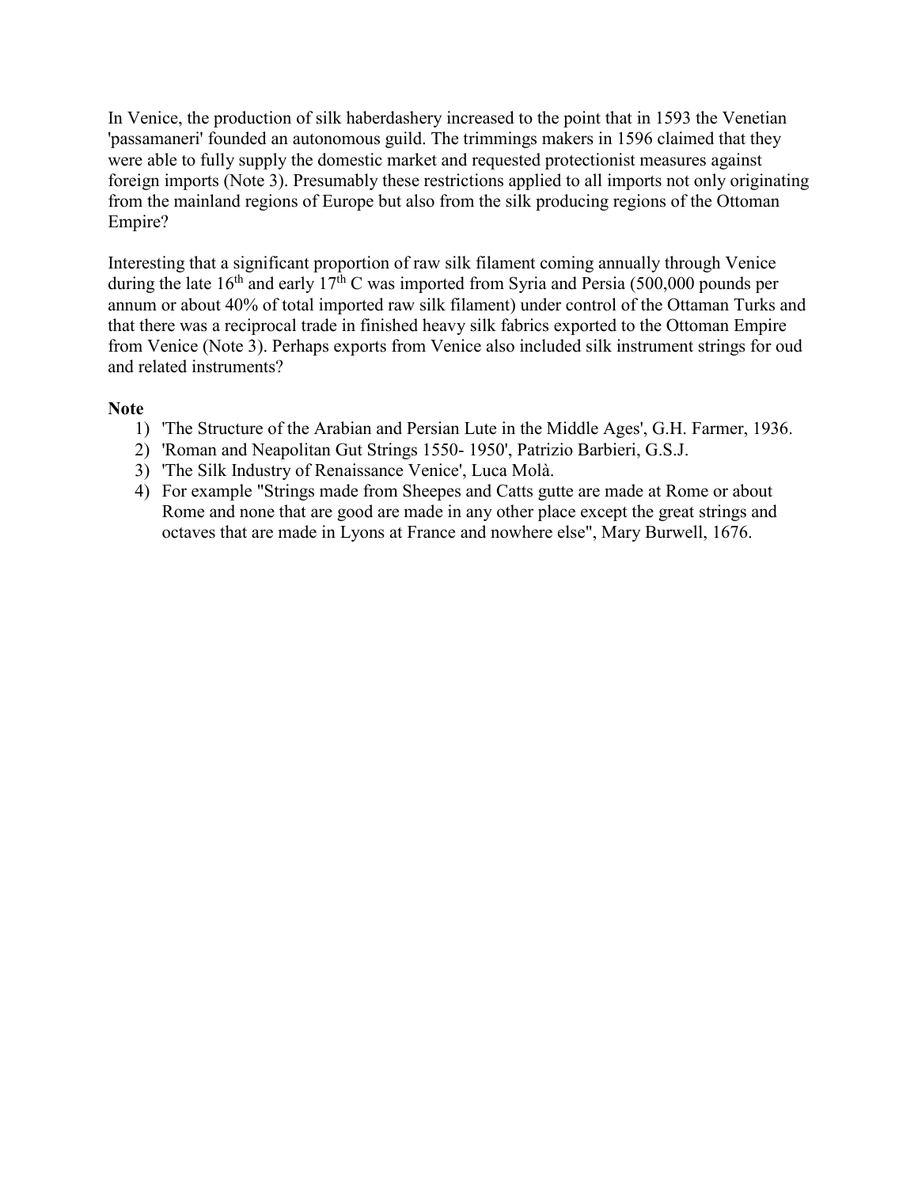In Venice, the production of silk haberdashery increased to the point that in 1593 the Venetian 'passamaneri' founded an autonomous guild. The trimmings makers in 1596 claimed that they were able to fully supply the domestic market and requested protectionist measures against foreign imports (Note 3). Presumably these restrictions applied to all imports not only originating from the mainland regions of Europe but also from the silk producing regions of the Ottoman Empire?

Interesting that a significant proportion of raw silk filament coming annually through Venice during the late 16th and early 17th C was imported from Syria and Persia (500,000 pounds per annum or about 40% of total imported raw silk filament) under control of the Ottaman Turks and that there was a reciprocal trade in finished heavy silk fabrics exported to the Ottoman Empire from Venice (Note 3). Perhaps exports from Venice also included silk instrument strings for oud and related instruments?

**Note**

1) 'The Structure of the Arabian and Persian Lute in the Middle Ages', G.H. Farmer, 1936.
2) 'Roman and Neapolitan Gut Strings 1550- 1950', Patrizio Barbieri, G.S.J.
3) 'The Silk Industry of Renaissance Venice', Luca Molà.
4) For example "Strings made from Sheepes and Catts gutte are made at Rome or about Rome and none that are good are made in any other place except the great strings and octaves that are made in Lyons at France and nowhere else", Mary Burwell, 1676.